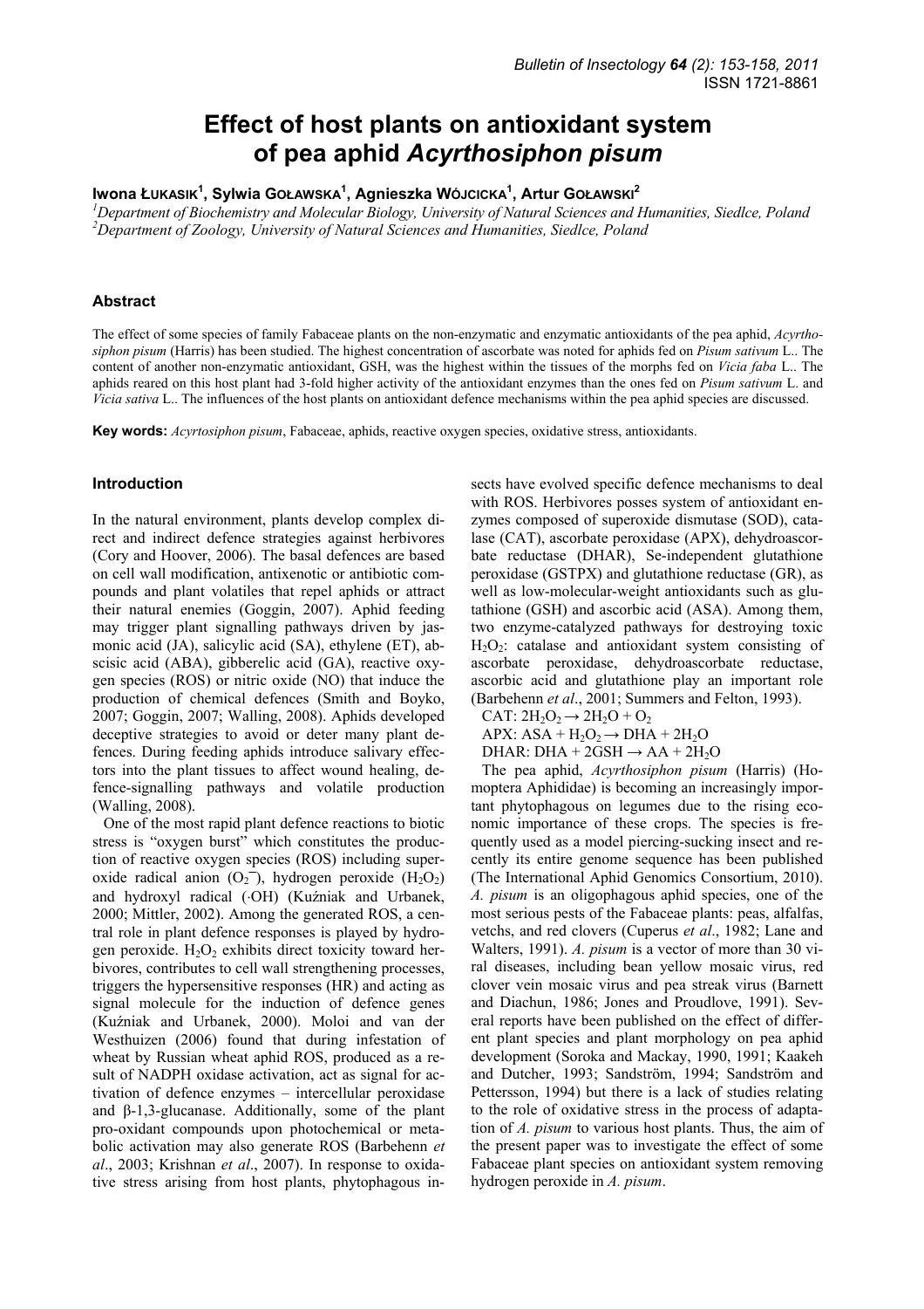# Effect of host plants on antioxidant system of pea aphid *Acyrthosiphon pisum*

**Iwona Łukasik**[1], **Sylwia Goławska**[1], **Agnieszka Wójcicka**[1], **Artur Goławski**[2]

[1]*Department of Biochemistry and Molecular Biology, University of Natural Sciences and Humanities, Siedlce, Poland*
[2]*Department of Zoology, University of Natural Sciences and Humanities, Siedlce, Poland*

## Abstract

The effect of some species of family Fabaceae plants on the non-enzymatic and enzymatic antioxidants of the pea aphid, *Acyrthosiphon pisum* (Harris) has been studied. The highest concentration of ascorbate was noted for aphids fed on *Pisum sativum* L.. The content of another non-enzymatic antioxidant, GSH, was the highest within the tissues of the morphs fed on *Vicia faba* L.. The aphids reared on this host plant had 3-fold higher activity of the antioxidant enzymes than the ones fed on *Pisum sativum* L. and *Vicia sativa* L.. The influences of the host plants on antioxidant defence mechanisms within the pea aphid species are discussed.

**Key words:** *Acyrtosiphon pisum*, Fabaceae, aphids, reactive oxygen species, oxidative stress, antioxidants.

## Introduction

In the natural environment, plants develop complex direct and indirect defence strategies against herbivores (Cory and Hoover, 2006). The basal defences are based on cell wall modification, antixenotic or antibiotic compounds and plant volatiles that repel aphids or attract their natural enemies (Goggin, 2007). Aphid feeding may trigger plant signalling pathways driven by jasmonic acid (JA), salicylic acid (SA), ethylene (ET), abscisic acid (ABA), gibberelic acid (GA), reactive oxygen species (ROS) or nitric oxide (NO) that induce the production of chemical defences (Smith and Boyko, 2007; Goggin, 2007; Walling, 2008). Aphids developed deceptive strategies to avoid or deter many plant defences. During feeding aphids introduce salivary effectors into the plant tissues to affect wound healing, defence-signalling pathways and volatile production (Walling, 2008).

One of the most rapid plant defence reactions to biotic stress is "oxygen burst" which constitutes the production of reactive oxygen species (ROS) including superoxide radical anion ($O_2^{-}$), hydrogen peroxide ($H_2O_2$) and hydroxyl radical (·OH) (Kuźniak and Urbanek, 2000; Mittler, 2002). Among the generated ROS, a central role in plant defence responses is played by hydrogen peroxide. $H_2O_2$ exhibits direct toxicity toward herbivores, contributes to cell wall strengthening processes, triggers the hypersensitive responses (HR) and acting as signal molecule for the induction of defence genes (Kuźniak and Urbanek, 2000). Moloi and van der Westhuizen (2006) found that during infestation of wheat by Russian wheat aphid ROS, produced as a result of NADPH oxidase activation, act as signal for activation of defence enzymes – intercellular peroxidase and β-1,3-glucanase. Additionally, some of the plant pro-oxidant compounds upon photochemical or metabolic activation may also generate ROS (Barbehenn *et al*., 2003; Krishnan *et al*., 2007). In response to oxidative stress arising from host plants, phytophagous insects have evolved specific defence mechanisms to deal with ROS. Herbivores posses system of antioxidant enzymes composed of superoxide dismutase (SOD), catalase (CAT), ascorbate peroxidase (APX), dehydroascorbate reductase (DHAR), Se-independent glutathione peroxidase (GSTPX) and glutathione reductase (GR), as well as low-molecular-weight antioxidants such as glutathione (GSH) and ascorbic acid (ASA). Among them, two enzyme-catalyzed pathways for destroying toxic $H_2O_2$: catalase and antioxidant system consisting of ascorbate peroxidase, dehydroascorbate reductase, ascorbic acid and glutathione play an important role (Barbehenn *et al*., 2001; Summers and Felton, 1993).

CAT: $2H_2O_2 \rightarrow 2H_2O + O_2$
APX: $ASA + H_2O_2 \rightarrow DHA + 2H_2O$
DHAR: $DHA + 2GSH \rightarrow AA + 2H_2O$

The pea aphid, *Acyrthosiphon pisum* (Harris) (Homoptera Aphididae) is becoming an increasingly important phytophagous on legumes due to the rising economic importance of these crops. The species is frequently used as a model piercing-sucking insect and recently its entire genome sequence has been published (The International Aphid Genomics Consortium, 2010). *A. pisum* is an oligophagous aphid species, one of the most serious pests of the Fabaceae plants: peas, alfalfas, vetchs, and red clovers (Cuperus *et al*., 1982; Lane and Walters, 1991). *A. pisum* is a vector of more than 30 viral diseases, including bean yellow mosaic virus, red clover vein mosaic virus and pea streak virus (Barnett and Diachun, 1986; Jones and Proudlove, 1991). Several reports have been published on the effect of different plant species and plant morphology on pea aphid development (Soroka and Mackay, 1990, 1991; Kaakeh and Dutcher, 1993; Sandström, 1994; Sandström and Pettersson, 1994) but there is a lack of studies relating to the role of oxidative stress in the process of adaptation of *A. pisum* to various host plants. Thus, the aim of the present paper was to investigate the effect of some Fabaceae plant species on antioxidant system removing hydrogen peroxide in *A. pisum*.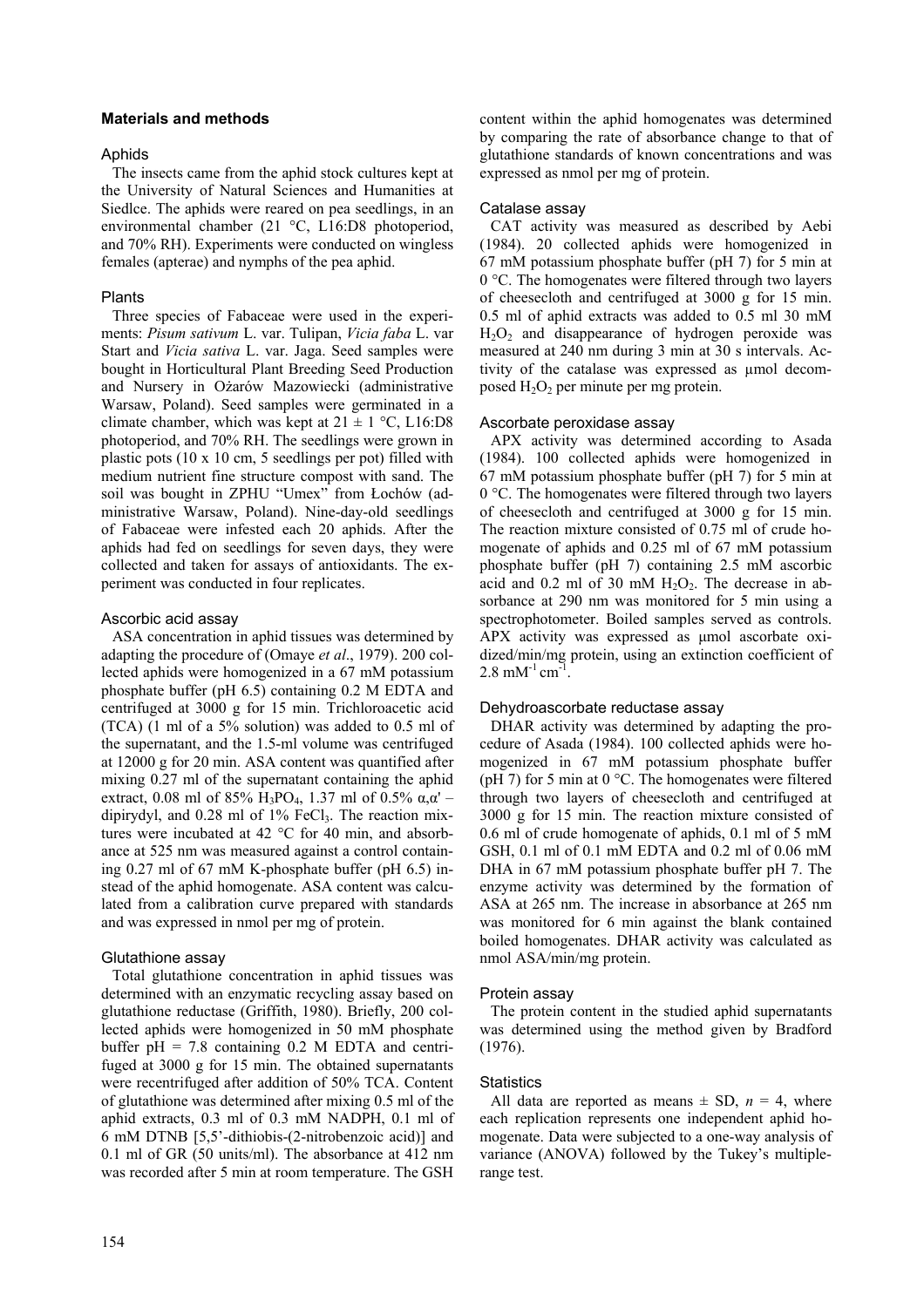## Materials and methods

### Aphids

The insects came from the aphid stock cultures kept at the University of Natural Sciences and Humanities at Siedlce. The aphids were reared on pea seedlings, in an environmental chamber (21 °C, L16:D8 photoperiod, and 70% RH). Experiments were conducted on wingless females (apterae) and nymphs of the pea aphid.

### Plants

Three species of Fabaceae were used in the experiments: *Pisum sativum* L. var. Tulipan, *Vicia faba* L. var Start and *Vicia sativa* L. var. Jaga. Seed samples were bought in Horticultural Plant Breeding Seed Production and Nursery in Ożarów Mazowiecki (administrative Warsaw, Poland). Seed samples were germinated in a climate chamber, which was kept at 21 ± 1 °C, L16:D8 photoperiod, and 70% RH. The seedlings were grown in plastic pots (10 x 10 cm, 5 seedlings per pot) filled with medium nutrient fine structure compost with sand. The soil was bought in ZPHU "Umex" from Łochów (administrative Warsaw, Poland). Nine-day-old seedlings of Fabaceae were infested each 20 aphids. After the aphids had fed on seedlings for seven days, they were collected and taken for assays of antioxidants. The experiment was conducted in four replicates.

### Ascorbic acid assay

ASA concentration in aphid tissues was determined by adapting the procedure of (Omaye *et al*., 1979). 200 collected aphids were homogenized in a 67 mM potassium phosphate buffer (pH 6.5) containing 0.2 M EDTA and centrifuged at 3000 g for 15 min. Trichloroacetic acid (TCA) (1 ml of a 5% solution) was added to 0.5 ml of the supernatant, and the 1.5-ml volume was centrifuged at 12000 g for 20 min. ASA content was quantified after mixing 0.27 ml of the supernatant containing the aphid extract, 0.08 ml of 85% $H_3PO_4$, 1.37 ml of 0.5% α,α' – dipirydyl, and 0.28 ml of 1% $FeCl_3$. The reaction mixtures were incubated at 42 °C for 40 min, and absorbance at 525 nm was measured against a control containing 0.27 ml of 67 mM K-phosphate buffer (pH 6.5) instead of the aphid homogenate. ASA content was calculated from a calibration curve prepared with standards and was expressed in nmol per mg of protein.

### Glutathione assay

Total glutathione concentration in aphid tissues was determined with an enzymatic recycling assay based on glutathione reductase (Griffith, 1980). Briefly, 200 collected aphids were homogenized in 50 mM phosphate buffer pH = 7.8 containing 0.2 M EDTA and centrifuged at 3000 g for 15 min. The obtained supernatants were recentrifuged after addition of 50% TCA. Content of glutathione was determined after mixing 0.5 ml of the aphid extracts, 0.3 ml of 0.3 mM NADPH, 0.1 ml of 6 mM DTNB [5,5'-dithiobis-(2-nitrobenzoic acid)] and 0.1 ml of GR (50 units/ml). The absorbance at 412 nm was recorded after 5 min at room temperature. The GSH content within the aphid homogenates was determined by comparing the rate of absorbance change to that of glutathione standards of known concentrations and was expressed as nmol per mg of protein.

### Catalase assay

CAT activity was measured as described by Aebi (1984). 20 collected aphids were homogenized in 67 mM potassium phosphate buffer (pH 7) for 5 min at 0 °C. The homogenates were filtered through two layers of cheesecloth and centrifuged at 3000 g for 15 min. 0.5 ml of aphid extracts was added to 0.5 ml 30 mM $H_2O_2$ and disappearance of hydrogen peroxide was measured at 240 nm during 3 min at 30 s intervals. Activity of the catalase was expressed as μmol decomposed $H_2O_2$ per minute per mg protein.

### Ascorbate peroxidase assay

APX activity was determined according to Asada (1984). 100 collected aphids were homogenized in 67 mM potassium phosphate buffer (pH 7) for 5 min at 0 °C. The homogenates were filtered through two layers of cheesecloth and centrifuged at 3000 g for 15 min. The reaction mixture consisted of 0.75 ml of crude homogenate of aphids and 0.25 ml of 67 mM potassium phosphate buffer (pH 7) containing 2.5 mM ascorbic acid and 0.2 ml of 30 mM $H_2O_2$. The decrease in absorbance at 290 nm was monitored for 5 min using a spectrophotometer. Boiled samples served as controls. APX activity was expressed as μmol ascorbate oxidized/min/mg protein, using an extinction coefficient of $2.8\ mM^{-1}\,cm^{-1}$.

### Dehydroascorbate reductase assay

DHAR activity was determined by adapting the procedure of Asada (1984). 100 collected aphids were homogenized in 67 mM potassium phosphate buffer (pH 7) for 5 min at 0 °C. The homogenates were filtered through two layers of cheesecloth and centrifuged at 3000 g for 15 min. The reaction mixture consisted of 0.6 ml of crude homogenate of aphids, 0.1 ml of 5 mM GSH, 0.1 ml of 0.1 mM EDTA and 0.2 ml of 0.06 mM DHA in 67 mM potassium phosphate buffer pH 7. The enzyme activity was determined by the formation of ASA at 265 nm. The increase in absorbance at 265 nm was monitored for 6 min against the blank contained boiled homogenates. DHAR activity was calculated as nmol ASA/min/mg protein.

### Protein assay

The protein content in the studied aphid supernatants was determined using the method given by Bradford (1976).

### Statistics

All data are reported as means ± SD, $n = 4$, where each replication represents one independent aphid homogenate. Data were subjected to a one-way analysis of variance (ANOVA) followed by the Tukey's multiple-range test.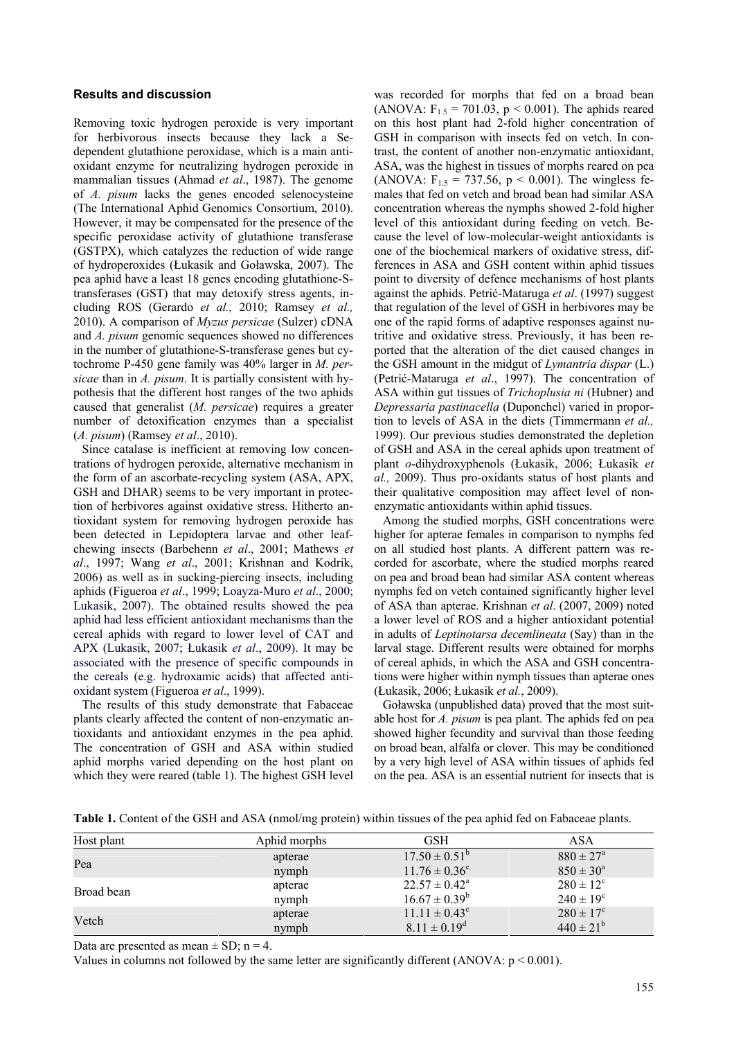## Results and discussion

Removing toxic hydrogen peroxide is very important for herbivorous insects because they lack a Se-dependent glutathione peroxidase, which is a main antioxidant enzyme for neutralizing hydrogen peroxide in mammalian tissues (Ahmad *et al*., 1987). The genome of *A. pisum* lacks the genes encoded selenocysteine (The International Aphid Genomics Consortium, 2010). However, it may be compensated for the presence of the specific peroxidase activity of glutathione transferase (GSTPX), which catalyzes the reduction of wide range of hydroperoxides (Łukasik and Goławska, 2007). The pea aphid have a least 18 genes encoding glutathione-S-transferases (GST) that may detoxify stress agents, including ROS (Gerardo *et al.,* 2010; Ramsey *et al.,* 2010). A comparison of *Myzus persicae* (Sulzer) cDNA and *A. pisum* genomic sequences showed no differences in the number of glutathione-S-transferase genes but cytochrome P-450 gene family was 40% larger in *M. persicae* than in *A. pisum*. It is partially consistent with hypothesis that the different host ranges of the two aphids caused that generalist (*M. persicae*) requires a greater number of detoxification enzymes than a specialist (*A. pisum*) (Ramsey *et al*., 2010).

Since catalase is inefficient at removing low concentrations of hydrogen peroxide, alternative mechanism in the form of an ascorbate-recycling system (ASA, APX, GSH and DHAR) seems to be very important in protection of herbivores against oxidative stress. Hitherto antioxidant system for removing hydrogen peroxide has been detected in Lepidoptera larvae and other leaf-chewing insects (Barbehenn *et al*., 2001; Mathews *et al*., 1997; Wang *et al*., 2001; Krishnan and Kodrik, 2006) as well as in sucking-piercing insects, including aphids (Figueroa *et al*., 1999; Loayza-Muro *et al*., 2000; Lukasik, 2007). The obtained results showed the pea aphid had less efficient antioxidant mechanisms than the cereal aphids with regard to lower level of CAT and APX (Lukasik, 2007; Łukasik *et al*., 2009). It may be associated with the presence of specific compounds in the cereals (e.g. hydroxamic acids) that affected antioxidant system (Figueroa *et al*., 1999).

The results of this study demonstrate that Fabaceae plants clearly affected the content of non-enzymatic antioxidants and antioxidant enzymes in the pea aphid. The concentration of GSH and ASA within studied aphid morphs varied depending on the host plant on which they were reared (table 1). The highest GSH level was recorded for morphs that fed on a broad bean (ANOVA: $F_{1,5} = 701.03$, $p < 0.001$). The aphids reared on this host plant had 2-fold higher concentration of GSH in comparison with insects fed on vetch. In contrast, the content of another non-enzymatic antioxidant, ASA, was the highest in tissues of morphs reared on pea (ANOVA: $F_{1,5} = 737.56$, $p < 0.001$). The wingless females that fed on vetch and broad bean had similar ASA concentration whereas the nymphs showed 2-fold higher level of this antioxidant during feeding on vetch. Because the level of low-molecular-weight antioxidants is one of the biochemical markers of oxidative stress, differences in ASA and GSH content within aphid tissues point to diversity of defence mechanisms of host plants against the aphids. Petrić-Mataruga *et al*. (1997) suggest that regulation of the level of GSH in herbivores may be one of the rapid forms of adaptive responses against nutritive and oxidative stress. Previously, it has been reported that the alteration of the diet caused changes in the GSH amount in the midgut of *Lymantria dispar* (L.) (Petrić-Mataruga *et al*., 1997). The concentration of ASA within gut tissues of *Trichoplusia ni* (Hubner) and *Depressaria pastinacella* (Duponchel) varied in proportion to levels of ASA in the diets (Timmermann *et al.,* 1999). Our previous studies demonstrated the depletion of GSH and ASA in the cereal aphids upon treatment of plant *o*-dihydroxyphenols (Łukasik, 2006; Łukasik *et al.,* 2009). Thus pro-oxidants status of host plants and their qualitative composition may affect level of non-enzymatic antioxidants within aphid tissues.

Among the studied morphs, GSH concentrations were higher for apterae females in comparison to nymphs fed on all studied host plants. A different pattern was recorded for ascorbate, where the studied morphs reared on pea and broad bean had similar ASA content whereas nymphs fed on vetch contained significantly higher level of ASA than apterae. Krishnan *et al*. (2007, 2009) noted a lower level of ROS and a higher antioxidant potential in adults of *Leptinotarsa decemlineata* (Say) than in the larval stage. Different results were obtained for morphs of cereal aphids, in which the ASA and GSH concentrations were higher within nymph tissues than apterae ones (Łukasik, 2006; Łukasik *et al.*, 2009).

Goławska (unpublished data) proved that the most suitable host for *A. pisum* is pea plant. The aphids fed on pea showed higher fecundity and survival than those feeding on broad bean, alfalfa or clover. This may be conditioned by a very high level of ASA within tissues of aphids fed on the pea. ASA is an essential nutrient for insects that is

**Table 1.** Content of the GSH and ASA (nmol/mg protein) within tissues of the pea aphid fed on Fabaceae plants.

| Host plant | Aphid morphs | GSH | ASA |
|---|---|---|---|
| Pea | apterae | $17.50 \pm 0.51^{b}$ | $880 \pm 27^{a}$ |
| | nymph | $11.76 \pm 0.36^{c}$ | $850 \pm 30^{a}$ |
| Broad bean | apterae | $22.57 \pm 0.42^{a}$ | $280 \pm 12^{c}$ |
| | nymph | $16.67 \pm 0.39^{b}$ | $240 \pm 19^{c}$ |
| Vetch | apterae | $11.11 \pm 0.43^{c}$ | $280 \pm 17^{c}$ |
| | nymph | $8.11 \pm 0.19^{d}$ | $440 \pm 21^{b}$ |

Data are presented as mean ± SD; n = 4.

Values in columns not followed by the same letter are significantly different (ANOVA: $p < 0.001$).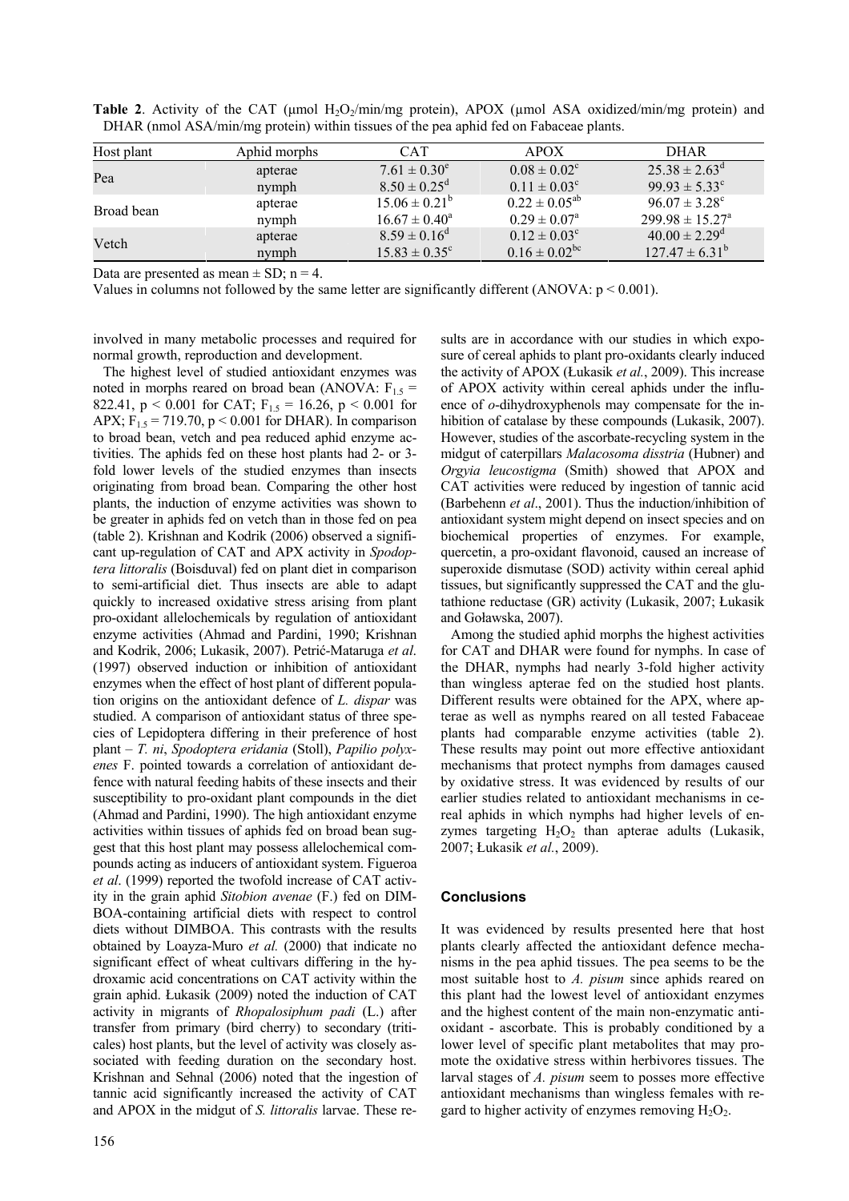**Table 2**. Activity of the CAT (μmol $H_2O_2$/min/mg protein), APOX (μmol ASA oxidized/min/mg protein) and DHAR (nmol ASA/min/mg protein) within tissues of the pea aphid fed on Fabaceae plants.

| Host plant | Aphid morphs | CAT | APOX | DHAR |
|---|---|---|---|---|
| Pea | apterae | $7.61 \pm 0.30^{e}$ | $0.08 \pm 0.02^{c}$ | $25.38 \pm 2.63^{d}$ |
| | nymph | $8.50 \pm 0.25^{d}$ | $0.11 \pm 0.03^{c}$ | $99.93 \pm 5.33^{c}$ |
| Broad bean | apterae | $15.06 \pm 0.21^{b}$ | $0.22 \pm 0.05^{ab}$ | $96.07 \pm 3.28^{c}$ |
| | nymph | $16.67 \pm 0.40^{a}$ | $0.29 \pm 0.07^{a}$ | $299.98 \pm 15.27^{a}$ |
| Vetch | apterae | $8.59 \pm 0.16^{d}$ | $0.12 \pm 0.03^{c}$ | $40.00 \pm 2.29^{d}$ |
| | nymph | $15.83 \pm 0.35^{c}$ | $0.16 \pm 0.02^{bc}$ | $127.47 \pm 6.31^{b}$ |

Data are presented as mean ± SD; n = 4.

Values in columns not followed by the same letter are significantly different (ANOVA: $p < 0.001$).

involved in many metabolic processes and required for normal growth, reproduction and development.

The highest level of studied antioxidant enzymes was noted in morphs reared on broad bean (ANOVA: $F_{1,5}$ = 822.41, $p < 0.001$ for CAT; $F_{1,5}$ = 16.26, $p < 0.001$ for APX; $F_{1,5}$ = 719.70, $p < 0.001$ for DHAR). In comparison to broad bean, vetch and pea reduced aphid enzyme activities. The aphids fed on these host plants had 2- or 3-fold lower levels of the studied enzymes than insects originating from broad bean. Comparing the other host plants, the induction of enzyme activities was shown to be greater in aphids fed on vetch than in those fed on pea (table 2). Krishnan and Kodrik (2006) observed a significant up-regulation of CAT and APX activity in *Spodoptera littoralis* (Boisduval) fed on plant diet in comparison to semi-artificial diet. Thus insects are able to adapt quickly to increased oxidative stress arising from plant pro-oxidant allelochemicals by regulation of antioxidant enzyme activities (Ahmad and Pardini, 1990; Krishnan and Kodrik, 2006; Lukasik, 2007). Petrić-Mataruga *et al*. (1997) observed induction or inhibition of antioxidant enzymes when the effect of host plant of different population origins on the antioxidant defence of *L. dispar* was studied. A comparison of antioxidant status of three species of Lepidoptera differing in their preference of host plant – *T. ni*, *Spodoptera eridania* (Stoll), *Papilio polyxenes* F. pointed towards a correlation of antioxidant defence with natural feeding habits of these insects and their susceptibility to pro-oxidant plant compounds in the diet (Ahmad and Pardini, 1990). The high antioxidant enzyme activities within tissues of aphids fed on broad bean suggest that this host plant may possess allelochemical compounds acting as inducers of antioxidant system. Figueroa *et al*. (1999) reported the twofold increase of CAT activity in the grain aphid *Sitobion avenae* (F.) fed on DIMBOA-containing artificial diets with respect to control diets without DIMBOA. This contrasts with the results obtained by Loayza-Muro *et al.* (2000) that indicate no significant effect of wheat cultivars differing in the hydroxamic acid concentrations on CAT activity within the grain aphid. Łukasik (2009) noted the induction of CAT activity in migrants of *Rhopalosiphum padi* (L.) after transfer from primary (bird cherry) to secondary (triticales) host plants, but the level of activity was closely associated with feeding duration on the secondary host. Krishnan and Sehnal (2006) noted that the ingestion of tannic acid significantly increased the activity of CAT and APOX in the midgut of *S. littoralis* larvae. These results are in accordance with our studies in which exposure of cereal aphids to plant pro-oxidants clearly induced the activity of APOX (Łukasik *et al.*, 2009). This increase of APOX activity within cereal aphids under the influence of *o*-dihydroxyphenols may compensate for the inhibition of catalase by these compounds (Lukasik, 2007). However, studies of the ascorbate-recycling system in the midgut of caterpillars *Malacosoma disstria* (Hubner) and *Orgyia leucostigma* (Smith) showed that APOX and CAT activities were reduced by ingestion of tannic acid (Barbehenn *et al*., 2001). Thus the induction/inhibition of antioxidant system might depend on insect species and on biochemical properties of enzymes. For example, quercetin, a pro-oxidant flavonoid, caused an increase of superoxide dismutase (SOD) activity within cereal aphid tissues, but significantly suppressed the CAT and the glutathione reductase (GR) activity (Lukasik, 2007; Łukasik and Goławska, 2007).

Among the studied aphid morphs the highest activities for CAT and DHAR were found for nymphs. In case of the DHAR, nymphs had nearly 3-fold higher activity than wingless apterae fed on the studied host plants. Different results were obtained for the APX, where apterae as well as nymphs reared on all tested Fabaceae plants had comparable enzyme activities (table 2). These results may point out more effective antioxidant mechanisms that protect nymphs from damages caused by oxidative stress. It was evidenced by results of our earlier studies related to antioxidant mechanisms in cereal aphids in which nymphs had higher levels of enzymes targeting $H_2O_2$ than apterae adults (Lukasik, 2007; Łukasik *et al.*, 2009).

## Conclusions

It was evidenced by results presented here that host plants clearly affected the antioxidant defence mechanisms in the pea aphid tissues. The pea seems to be the most suitable host to *A. pisum* since aphids reared on this plant had the lowest level of antioxidant enzymes and the highest content of the main non-enzymatic antioxidant - ascorbate. This is probably conditioned by a lower level of specific plant metabolites that may promote the oxidative stress within herbivores tissues. The larval stages of *A. pisum* seem to posses more effective antioxidant mechanisms than wingless females with regard to higher activity of enzymes removing $H_2O_2$.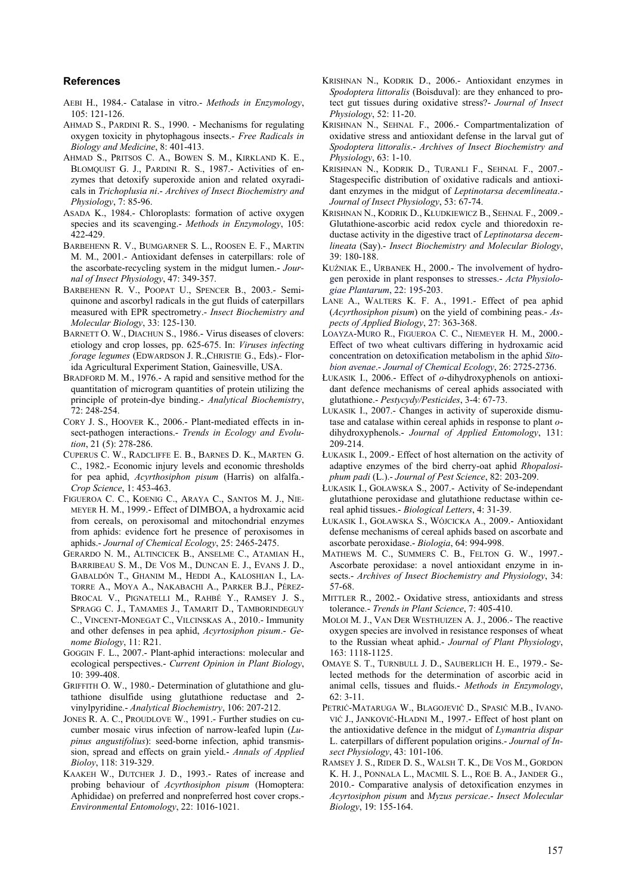## References

AEBI H., 1984.- Catalase in vitro.- *Methods in Enzymology*, 105: 121-126.

AHMAD S., PARDINI R. S., 1990. - Mechanisms for regulating oxygen toxicity in phytophagous insects.- *Free Radicals in Biology and Medicine*, 8: 401-413.

AHMAD S., PRITSOS C. A., BOWEN S. M., KIRKLAND K. E., BLOMQUIST G. J., PARDINI R. S., 1987.- Activities of enzymes that detoxify superoxide anion and related oxyradicals in *Trichoplusia ni*.- *Archives of Insect Biochemistry and Physiology*, 7: 85-96.

ASADA K., 1984.- Chloroplasts: formation of active oxygen species and its scavenging.- *Methods in Enzymology*, 105: 422-429.

BARBEHENN R. V., BUMGARNER S. L., ROOSEN E. F., MARTIN M. M., 2001.- Antioxidant defenses in caterpillars: role of the ascorbate-recycling system in the midgut lumen.- *Journal of Insect Physiology*, 47: 349-357.

BARBEHENN R. V., POOPAT U., SPENCER B., 2003.- Semiquinone and ascorbyl radicals in the gut fluids of caterpillars measured with EPR spectrometry.- *Insect Biochemistry and Molecular Biology*, 33: 125-130.

BARNETT O. W., DIACHUN S., 1986.- Virus diseases of clovers: etiology and crop losses, pp. 625-675. In: *Viruses infecting forage legumes* (EDWARDSON J. R.,CHRISTIE G., Eds).- Florida Agricultural Experiment Station, Gainesville, USA.

BRADFORD M. M., 1976.- A rapid and sensitive method for the quantitation of microgram quantities of protein utilizing the principle of protein-dye binding.- *Analytical Biochemistry*, 72: 248-254.

CORY J. S., HOOVER K., 2006.- Plant-mediated effects in insect-pathogen interactions.- *Trends in Ecology and Evolution*, 21 (5): 278-286.

CUPERUS C. W., RADCLIFFE E. B., BARNES D. K., MARTEN G. C., 1982.- Economic injury levels and economic thresholds for pea aphid, *Acyrthosiphon pisum* (Harris) on alfalfa.- *Crop Science*, 1: 453-463.

FIGUEROA C. C., KOENIG C., ARAYA C., SANTOS M. J., NIEMEYER H. M., 1999.- Effect of DIMBOA, a hydroxamic acid from cereals, on peroxisomal and mitochondrial enzymes from aphids: evidence fort he presence of peroxisomes in aphids.- *Journal of Chemical Ecology*, 25: 2465-2475.

GERARDO N. M., ALTINCICEK B., ANSELME C., ATAMIAN H., BARRIBEAU S. M., DE VOS M., DUNCAN E. J., EVANS J. D., GABALDÓN T., GHANIM M., HEDDI A., KALOSHIAN I., LATORRE A., MOYA A., NAKABACHI A., PARKER B.J., PÉREZ-BROCAL V., PIGNATELLI M., RAHBÉ Y., RAMSEY J. S., SPRAGG C. J., TAMAMES J., TAMARIT D., TAMBORINDEGUY C., VINCENT-MONEGAT C., VILCINSKAS A., 2010.- Immunity and other defenses in pea aphid, *Acyrtosiphon pisum*.- *Genome Biology*, 11: R21.

GOGGIN F. L., 2007.- Plant-aphid interactions: molecular and ecological perspectives.- *Current Opinion in Plant Biology*, 10: 399-408.

GRIFFITH O. W., 1980.- Determination of glutathione and glutathione disulfide using glutathione reductase and 2-vinylpyridine.- *Analytical Biochemistry*, 106: 207-212.

JONES R. A. C., PROUDLOVE W., 1991.- Further studies on cucumber mosaic virus infection of narrow-leafed lupin (*Lupinus angustifolius*): seed-borne infection, aphid transmission, spread and effects on grain yield.- *Annals of Applied Bioloy*, 118: 319-329.

KAAKEH W., DUTCHER J. D., 1993.- Rates of increase and probing behaviour of *Acyrthosiphon pisum* (Homoptera: Aphididae) on preferred and nonpreferred host cover crops.- *Environmental Entomology*, 22: 1016-1021.

KRISHNAN N., KODRIK D., 2006.- Antioxidant enzymes in *Spodoptera littoralis* (Boisduval): are they enhanced to protect gut tissues during oxidative stress?- *Journal of Insect Physiology*, 52: 11-20.

KRISHNAN N., SEHNAL F., 2006.- Compartmentalization of oxidative stress and antioxidant defense in the larval gut of *Spodoptera littoralis*.- *Archives of Insect Biochemistry and Physiology*, 63: 1-10.

KRISHNAN N., KODRIK D., TURANLI F., SEHNAL F., 2007.- Stagespecific distribution of oxidative radicals and antioxidant enzymes in the midgut of *Leptinotarsa decemlineata*.- *Journal of Insect Physiology*, 53: 67-74.

KRISHNAN N., KODRIK D., KŁUDKIEWICZ B., SEHNAL F., 2009.- Glutathione-ascorbic acid redox cycle and thioredoxin reductase activity in the digestive tract of *Leptinotarsa decemlineata* (Say).- *Insect Biochemistry and Molecular Biology*, 39: 180-188.

KUŹNIAK E., URBANEK H., 2000.- The involvement of hydrogen peroxide in plant responses to stresses.- *Acta Physiologiae Plantarum*, 22: 195-203.

LANE A., WALTERS K. F. A., 1991.- Effect of pea aphid (*Acyrthosiphon pisum*) on the yield of combining peas.- *Aspects of Applied Biology*, 27: 363-368.

LOAYZA-MURO R., FIGUEROA C. C., NIEMEYER H. M., 2000.- Effect of two wheat cultivars differing in hydroxamic acid concentration on detoxification metabolism in the aphid *Sitobion avenae*.- *Journal of Chemical Ecology*, 26: 2725-2736.

ŁUKASIK I., 2006.- Effect of *o*-dihydroxyphenols on antioxidant defence mechanisms of cereal aphids associated with glutathione.- *Pestycydy/Pesticides*, 3-4: 67-73.

ŁUKASIK I., 2007.- Changes in activity of superoxide dismutase and catalase within cereal aphids in response to plant *o*-dihydroxyphenols.- *Journal of Applied Entomology*, 131: 209-214.

ŁUKASIK I., 2009.- Effect of host alternation on the activity of adaptive enzymes of the bird cherry-oat aphid *Rhopalosiphum padi* (L.).- *Journal of Pest Science*, 82: 203-209.

ŁUKASIK I., GOŁAWSKA S., 2007.- Activity of Se-independant glutathione peroxidase and glutathione reductase within cereal aphid tissues.- *Biological Letters*, 4: 31-39.

ŁUKASIK I., GOŁAWSKA S., WÓJCICKA A., 2009.- Antioxidant defense mechanisms of cereal aphids based on ascorbate and ascorbate peroxidase.- *Biologia*, 64: 994-998.

MATHEWS M. C., SUMMERS C. B., FELTON G. W., 1997.- Ascorbate peroxidase: a novel antioxidant enzyme in insects.- *Archives of Insect Biochemistry and Physiology*, 34: 57-68.

MITTLER R., 2002.- Oxidative stress, antioxidants and stress tolerance.- *Trends in Plant Science*, 7: 405-410.

MOLOI M. J., VAN DER WESTHUIZEN A. J., 2006.- The reactive oxygen species are involved in resistance responses of wheat to the Russian wheat aphid.- *Journal of Plant Physiology*, 163: 1118-1125.

OMAYE S. T., TURNBULL J. D., SAUBERLICH H. E., 1979.- Selected methods for the determination of ascorbic acid in animal cells, tissues and fluids.- *Methods in Enzymology*, 62: 3-11.

PETRIĆ-MATARUGA W., BLAGOJEVIĆ D., SPASIĆ M.B., IVANOVIĆ J., JANKOVIĆ-HLADNI M., 1997.- Effect of host plant on the antioxidative defence in the midgut of *Lymantria dispar* L. caterpillars of different population origins.- *Journal of Insect Physiology*, 43: 101-106.

RAMSEY J. S., RIDER D. S., WALSH T. K., DE VOS M., GORDON K. H. J., PONNALA L., MACMIL S. L., ROE B. A., JANDER G., 2010.- Comparative analysis of detoxification enzymes in *Acyrtosiphon pisum* and *Myzus persicae*.- *Insect Molecular Biology*, 19: 155-164.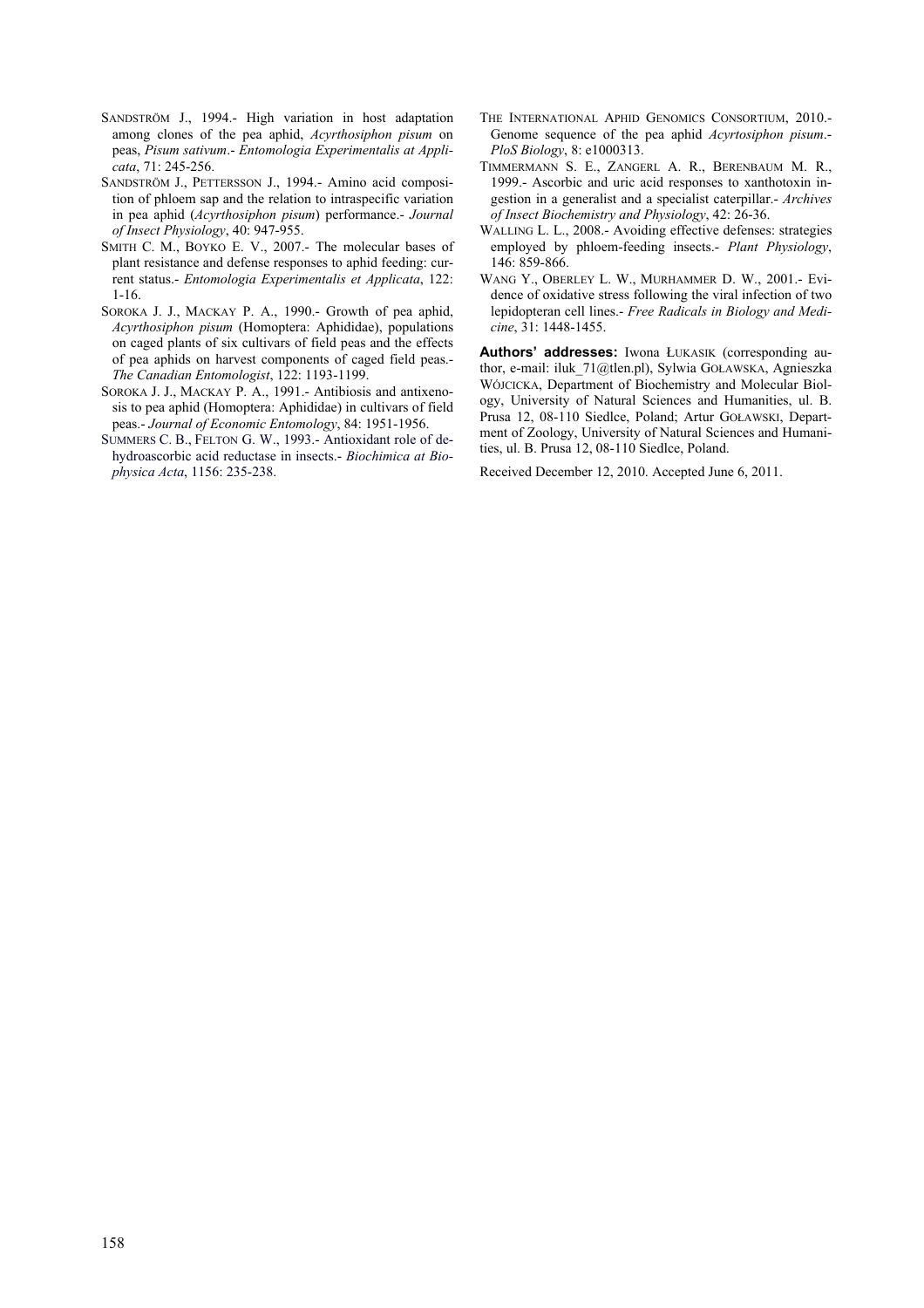SANDSTRÖM J., 1994.- High variation in host adaptation among clones of the pea aphid, *Acyrthosiphon pisum* on peas, *Pisum sativum*.- *Entomologia Experimentalis at Applicata*, 71: 245-256.

SANDSTRÖM J., PETTERSSON J., 1994.- Amino acid composition of phloem sap and the relation to intraspecific variation in pea aphid (*Acyrthosiphon pisum*) performance.- *Journal of Insect Physiology*, 40: 947-955.

SMITH C. M., BOYKO E. V., 2007.- The molecular bases of plant resistance and defense responses to aphid feeding: current status.- *Entomologia Experimentalis et Applicata*, 122: 1-16.

SOROKA J. J., MACKAY P. A., 1990.- Growth of pea aphid, *Acyrthosiphon pisum* (Homoptera: Aphididae), populations on caged plants of six cultivars of field peas and the effects of pea aphids on harvest components of caged field peas.- *The Canadian Entomologist*, 122: 1193-1199.

SOROKA J. J., MACKAY P. A., 1991.- Antibiosis and antixenosis to pea aphid (Homoptera: Aphididae) in cultivars of field peas.- *Journal of Economic Entomology*, 84: 1951-1956.

SUMMERS C. B., FELTON G. W., 1993.- Antioxidant role of dehydroascorbic acid reductase in insects.- *Biochimica at Biophysica Acta*, 1156: 235-238.

THE INTERNATIONAL APHID GENOMICS CONSORTIUM, 2010.- Genome sequence of the pea aphid *Acyrtosiphon pisum*.- *PloS Biology*, 8: e1000313.

TIMMERMANN S. E., ZANGERL A. R., BERENBAUM M. R., 1999.- Ascorbic and uric acid responses to xanthotoxin ingestion in a generalist and a specialist caterpillar.- *Archives of Insect Biochemistry and Physiology*, 42: 26-36.

WALLING L. L., 2008.- Avoiding effective defenses: strategies employed by phloem-feeding insects.- *Plant Physiology*, 146: 859-866.

WANG Y., OBERLEY L. W., MURHAMMER D. W., 2001.- Evidence of oxidative stress following the viral infection of two lepidopteran cell lines.- *Free Radicals in Biology and Medicine*, 31: 1448-1455.

**Authors' addresses:** Iwona ŁUKASIK (corresponding author, e-mail: iluk_71@tlen.pl), Sylwia GOŁAWSKA, Agnieszka WÓJCICKA, Department of Biochemistry and Molecular Biology, University of Natural Sciences and Humanities, ul. B. Prusa 12, 08-110 Siedlce, Poland; Artur GOŁAWSKI, Department of Zoology, University of Natural Sciences and Humanities, ul. B. Prusa 12, 08-110 Siedlce, Poland.

Received December 12, 2010. Accepted June 6, 2011.